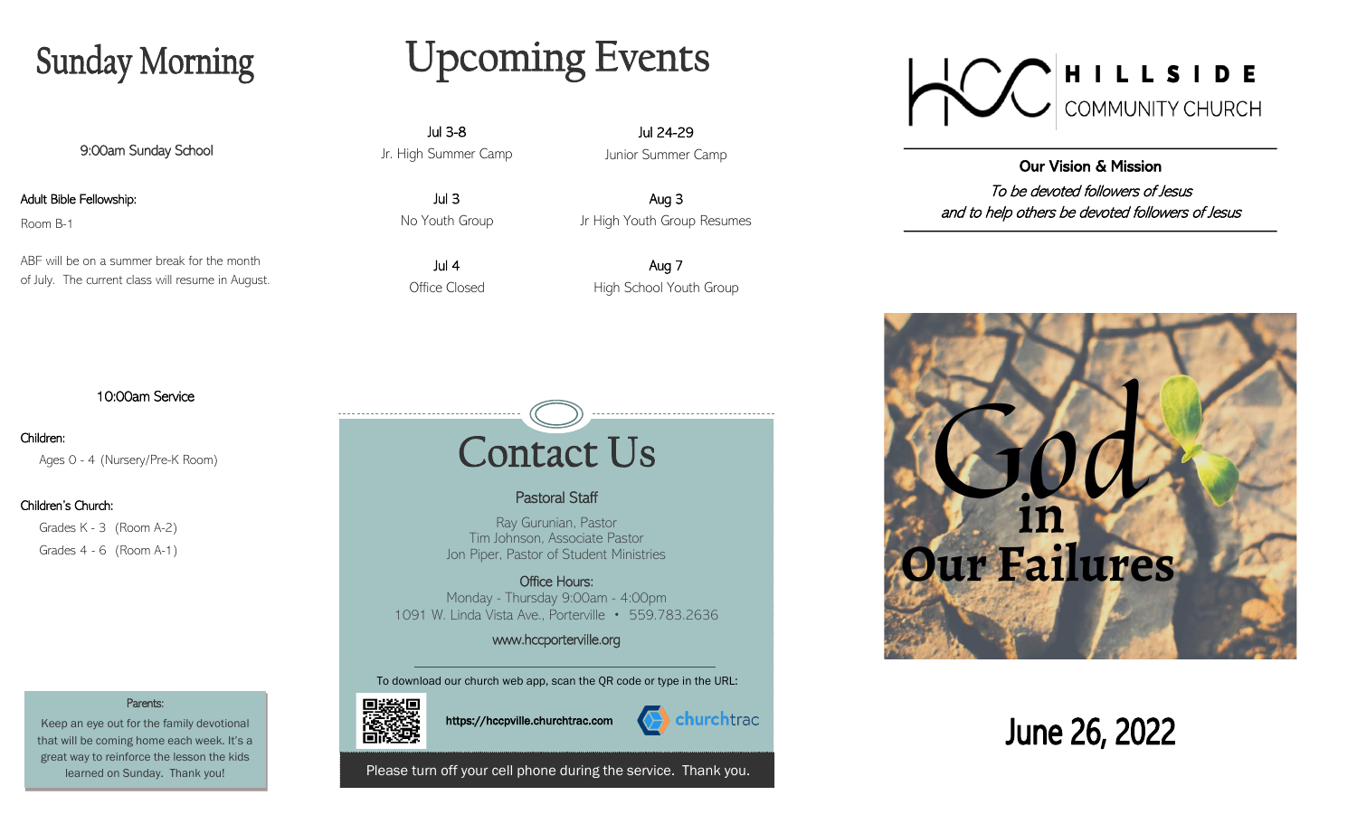# Sunday Morning

9:00am Sunday School

Adult Bible Fellowship:

Room B-1

ABF will be on a summer break for the month of July. The current class will resume in August.

10:00am Service

Children:

Ages 0 - 4 (Nursery/Pre-K Room)

Children's Church:

Grades K - 3 (Room A-2)

Grades 4 - 6 (Room A-1)

Parents:

Keep an eye out for the family devotional that will be coming home each week. It's a great way to reinforce the lesson the kids learned on Sunday. Thank you!

# Upcoming Events

Jul 3-8
Jr. High Summer Camp

Jul 24-29
Junior Summer Camp

Jul 3
No Youth Group

Aug 3
Jr High Youth Group Resumes

Jul 4
Office Closed

Aug 7
High School Youth Group

# Contact Us

**Pastoral Staff**

Ray Gurunian, Pastor
Tim Johnson, Associate Pastor
Jon Piper, Pastor of Student Ministries

Office Hours:
Monday - Thursday 9:00am - 4:00pm
1091 W. Linda Vista Ave., Porterville • 559.783.2636

www.hccporterville.org

To download our church web app, scan the QR code or type in the URL:

**https://hccpville.churchtrac.com**

churchtrac

Please turn off your cell phone during the service. Thank you.

HCC HILLSIDE COMMUNITY CHURCH

**Our Vision & Mission**

*To be devoted followers of Jesus and to help others be devoted followers of Jesus*

God in Our Failures

June 26, 2022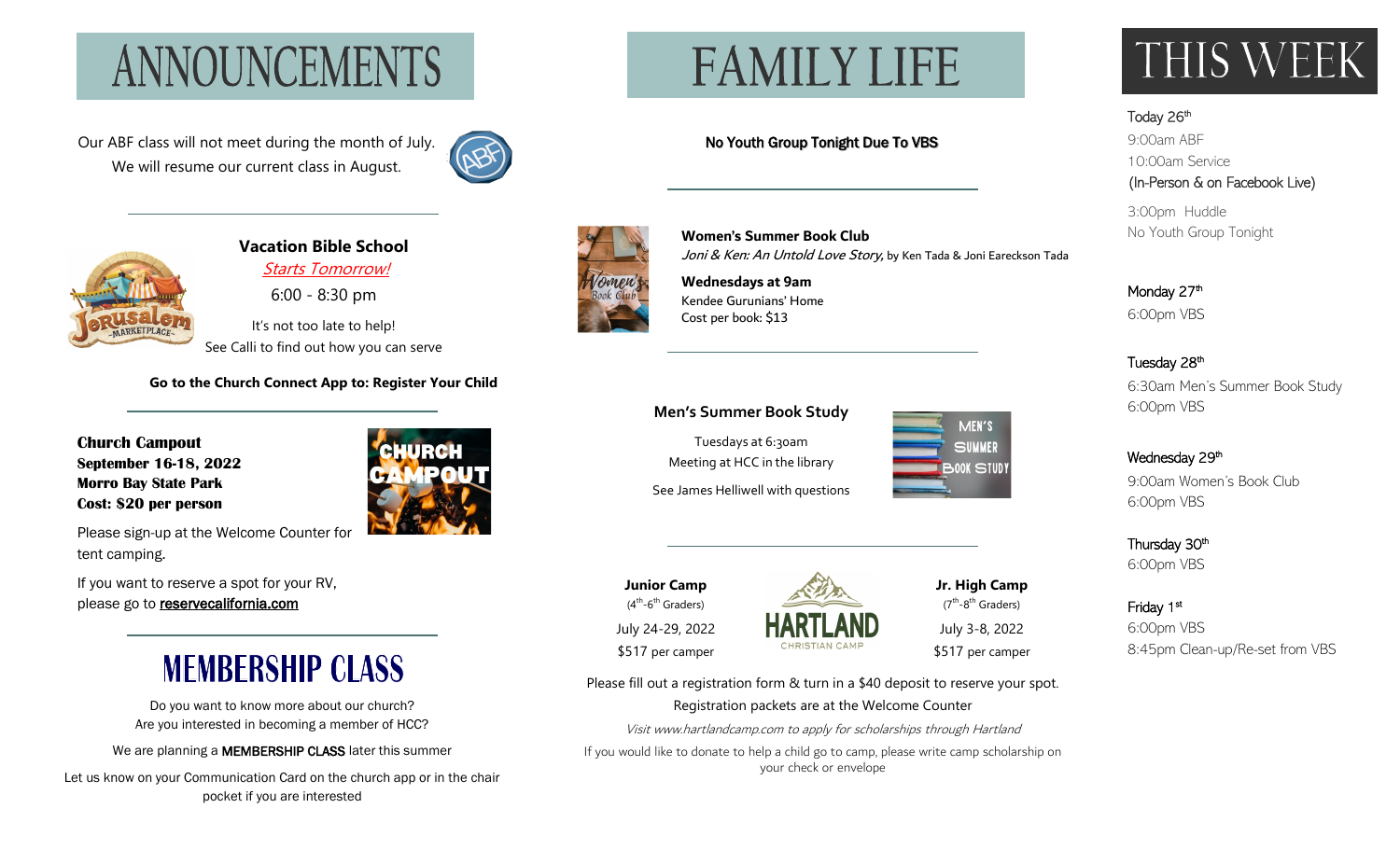# ANNOUNCEMENTS

Our ABF class will not meet during the month of July. We will resume our current class in August.

---

### Vacation Bible School

*Starts Tomorrow!*

6:00 - 8:30 pm

It's not too late to help!
See Calli to find out how you can serve

**Go to the Church Connect App to: Register Your Child**

---

**Church Campout**
**September 16-18, 2022**
**Morro Bay State Park**
**Cost: $20 per person**

Please sign-up at the Welcome Counter for tent camping.

If you want to reserve a spot for your RV, please go to reservecalifornia.com

---

## MEMBERSHIP CLASS

Do you want to know more about our church?
Are you interested in becoming a member of HCC?

We are planning a MEMBERSHIP CLASS later this summer

Let us know on your Communication Card on the church app or in the chair pocket if you are interested

# FAMILY LIFE

**No Youth Group Tonight Due To VBS**

---

**Women's Summer Book Club**
*Joni & Ken: An Untold Love Story,* by Ken Tada & Joni Eareckson Tada

**Wednesdays at 9am**
Kendee Gurunians' Home
Cost per book: $13

---

**Men's Summer Book Study**

Tuesdays at 6:30am
Meeting at HCC in the library

See James Helliwell with questions

---

**Junior Camp**
(4th-6th Graders)
July 24-29, 2022
$517 per camper

HARTLAND CHRISTIAN CAMP

**Jr. High Camp**
(7th-8th Graders)
July 3-8, 2022
$517 per camper

Please fill out a registration form & turn in a $40 deposit to reserve your spot.
Registration packets are at the Welcome Counter

*Visit www.hartlandcamp.com to apply for scholarships through Hartland*

If you would like to donate to help a child go to camp, please write camp scholarship on your check or envelope

# THIS WEEK

Today 26th
9:00am ABF
10:00am Service
(In-Person & on Facebook Live)

3:00pm Huddle
No Youth Group Tonight

Monday 27th
6:00pm VBS

Tuesday 28th
6:30am Men's Summer Book Study
6:00pm VBS

Wednesday 29th
9:00am Women's Book Club
6:00pm VBS

Thursday 30th
6:00pm VBS

Friday 1st
6:00pm VBS
8:45pm Clean-up/Re-set from VBS